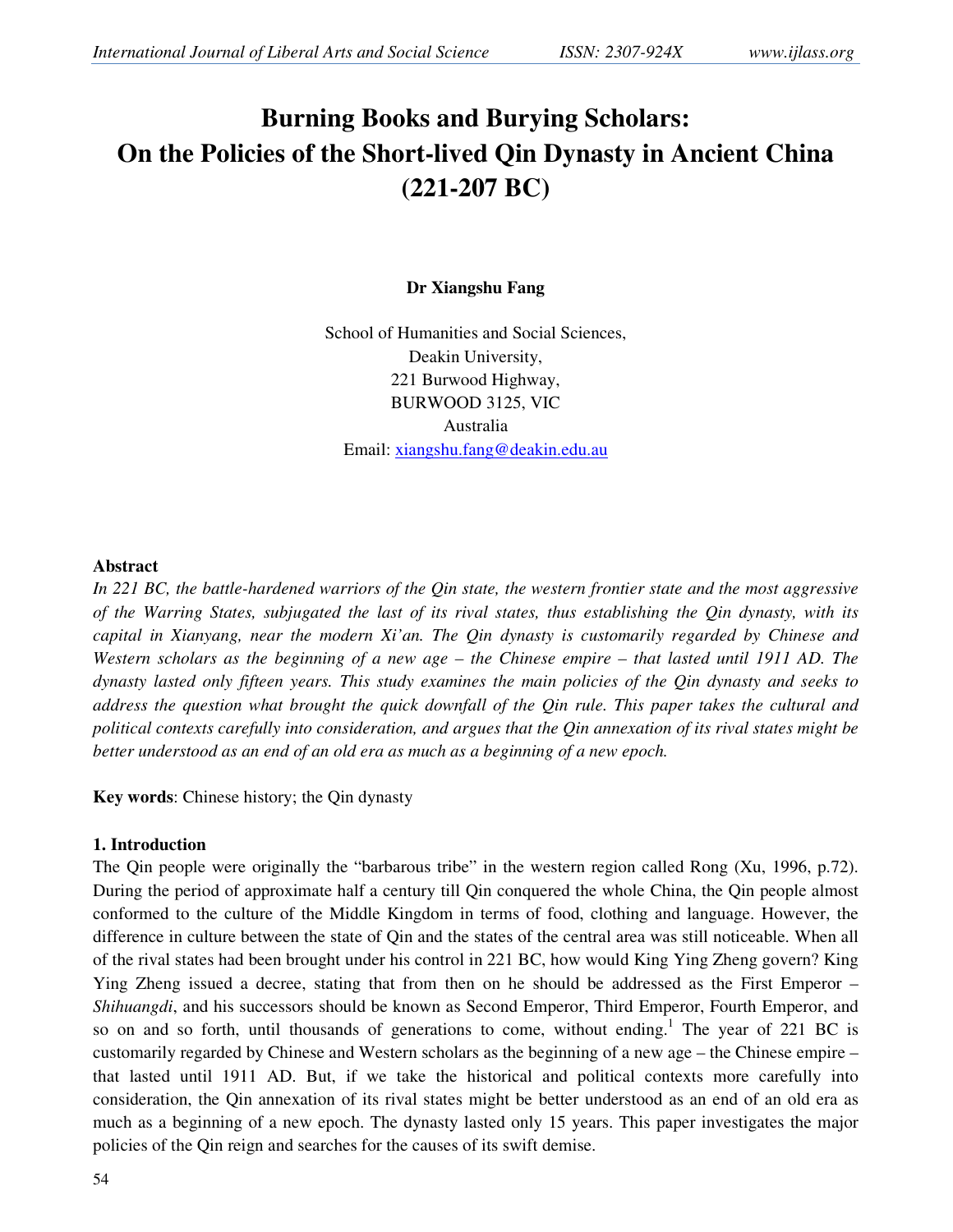// Restored: Omitted running header (journal name, ISSN, URL) and page number "54".
# Burning Books and Burying Scholars: On the Policies of the Short-lived Qin Dynasty in Ancient China (221-207 BC)

**Dr Xiangshu Fang**

School of Humanities and Social Sciences,
Deakin University,
221 Burwood Highway,
BURWOOD 3125, VIC
Australia
Email: xiangshu.fang@deakin.edu.au

## Abstract

*In 221 BC, the battle-hardened warriors of the Qin state, the western frontier state and the most aggressive of the Warring States, subjugated the last of its rival states, thus establishing the Qin dynasty, with its capital in Xianyang, near the modern Xi'an. The Qin dynasty is customarily regarded by Chinese and Western scholars as the beginning of a new age – the Chinese empire – that lasted until 1911 AD. The dynasty lasted only fifteen years. This study examines the main policies of the Qin dynasty and seeks to address the question what brought the quick downfall of the Qin rule. This paper takes the cultural and political contexts carefully into consideration, and argues that the Qin annexation of its rival states might be better understood as an end of an old era as much as a beginning of a new epoch.*

**Key words**: Chinese history; the Qin dynasty

## 1. Introduction

The Qin people were originally the "barbarous tribe" in the western region called Rong (Xu, 1996, p.72). During the period of approximate half a century till Qin conquered the whole China, the Qin people almost conformed to the culture of the Middle Kingdom in terms of food, clothing and language. However, the difference in culture between the state of Qin and the states of the central area was still noticeable. When all of the rival states had been brought under his control in 221 BC, how would King Ying Zheng govern? King Ying Zheng issued a decree, stating that from then on he should be addressed as the First Emperor – *Shihuangdi*, and his successors should be known as Second Emperor, Third Emperor, Fourth Emperor, and so on and so forth, until thousands of generations to come, without ending.[1] The year of 221 BC is customarily regarded by Chinese and Western scholars as the beginning of a new age – the Chinese empire – that lasted until 1911 AD. But, if we take the historical and political contexts more carefully into consideration, the Qin annexation of its rival states might be better understood as an end of an old era as much as a beginning of a new epoch. The dynasty lasted only 15 years. This paper investigates the major policies of the Qin reign and searches for the causes of its swift demise.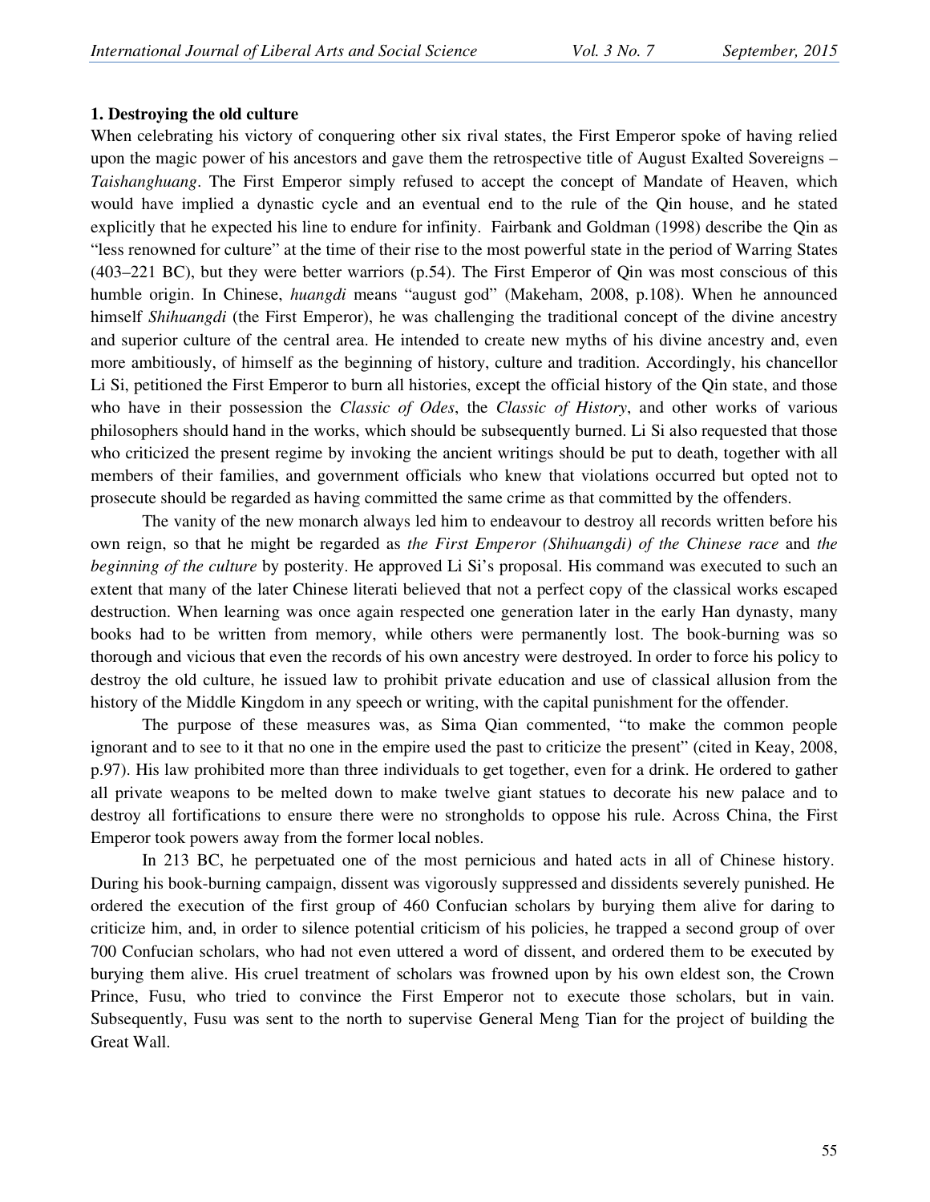**1. Destroying the old culture**

When celebrating his victory of conquering other six rival states, the First Emperor spoke of having relied upon the magic power of his ancestors and gave them the retrospective title of August Exalted Sovereigns – *Taishanghuang*. The First Emperor simply refused to accept the concept of Mandate of Heaven, which would have implied a dynastic cycle and an eventual end to the rule of the Qin house, and he stated explicitly that he expected his line to endure for infinity. Fairbank and Goldman (1998) describe the Qin as "less renowned for culture" at the time of their rise to the most powerful state in the period of Warring States (403–221 BC), but they were better warriors (p.54). The First Emperor of Qin was most conscious of this humble origin. In Chinese, *huangdi* means "august god" (Makeham, 2008, p.108). When he announced himself *Shihuangdi* (the First Emperor), he was challenging the traditional concept of the divine ancestry and superior culture of the central area. He intended to create new myths of his divine ancestry and, even more ambitiously, of himself as the beginning of history, culture and tradition. Accordingly, his chancellor Li Si, petitioned the First Emperor to burn all histories, except the official history of the Qin state, and those who have in their possession the *Classic of Odes*, the *Classic of History*, and other works of various philosophers should hand in the works, which should be subsequently burned. Li Si also requested that those who criticized the present regime by invoking the ancient writings should be put to death, together with all members of their families, and government officials who knew that violations occurred but opted not to prosecute should be regarded as having committed the same crime as that committed by the offenders.

The vanity of the new monarch always led him to endeavour to destroy all records written before his own reign, so that he might be regarded as *the First Emperor (Shihuangdi) of the Chinese race* and *the beginning of the culture* by posterity. He approved Li Si's proposal. His command was executed to such an extent that many of the later Chinese literati believed that not a perfect copy of the classical works escaped destruction. When learning was once again respected one generation later in the early Han dynasty, many books had to be written from memory, while others were permanently lost. The book-burning was so thorough and vicious that even the records of his own ancestry were destroyed. In order to force his policy to destroy the old culture, he issued law to prohibit private education and use of classical allusion from the history of the Middle Kingdom in any speech or writing, with the capital punishment for the offender.

The purpose of these measures was, as Sima Qian commented, "to make the common people ignorant and to see to it that no one in the empire used the past to criticize the present" (cited in Keay, 2008, p.97). His law prohibited more than three individuals to get together, even for a drink. He ordered to gather all private weapons to be melted down to make twelve giant statues to decorate his new palace and to destroy all fortifications to ensure there were no strongholds to oppose his rule. Across China, the First Emperor took powers away from the former local nobles.

In 213 BC, he perpetuated one of the most pernicious and hated acts in all of Chinese history. During his book-burning campaign, dissent was vigorously suppressed and dissidents severely punished. He ordered the execution of the first group of 460 Confucian scholars by burying them alive for daring to criticize him, and, in order to silence potential criticism of his policies, he trapped a second group of over 700 Confucian scholars, who had not even uttered a word of dissent, and ordered them to be executed by burying them alive. His cruel treatment of scholars was frowned upon by his own eldest son, the Crown Prince, Fusu, who tried to convince the First Emperor not to execute those scholars, but in vain. Subsequently, Fusu was sent to the north to supervise General Meng Tian for the project of building the Great Wall.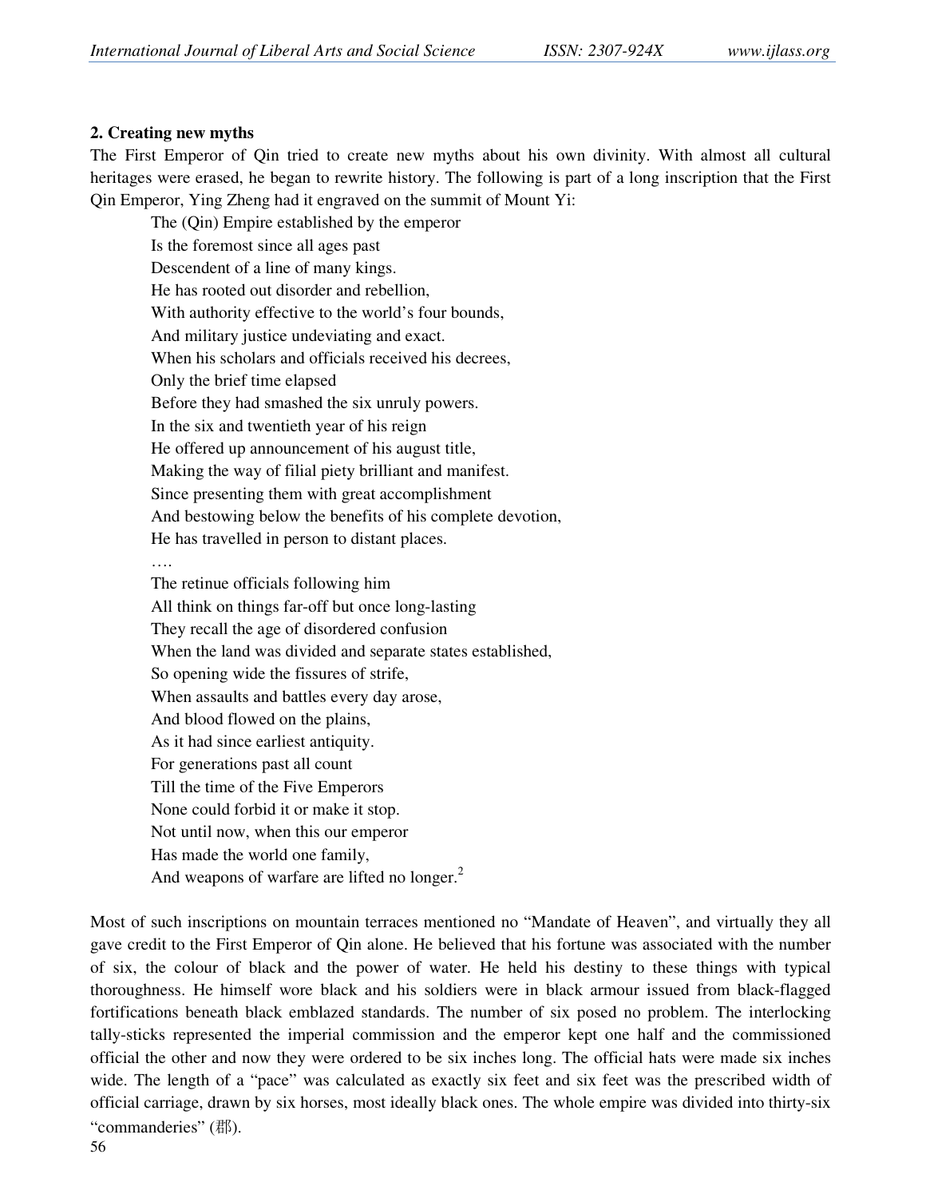## 2. Creating new myths

The First Emperor of Qin tried to create new myths about his own divinity. With almost all cultural heritages were erased, he began to rewrite history. The following is part of a long inscription that the First Qin Emperor, Ying Zheng had it engraved on the summit of Mount Yi:

> The (Qin) Empire established by the emperor
> Is the foremost since all ages past
> Descendent of a line of many kings.
> He has rooted out disorder and rebellion,
> With authority effective to the world's four bounds,
> And military justice undeviating and exact.
> When his scholars and officials received his decrees,
> Only the brief time elapsed
> Before they had smashed the six unruly powers.
> In the six and twentieth year of his reign
> He offered up announcement of his august title,
> Making the way of filial piety brilliant and manifest.
> Since presenting them with great accomplishment
> And bestowing below the benefits of his complete devotion,
> He has travelled in person to distant places.
> ….
> The retinue officials following him
> All think on things far-off but once long-lasting
> They recall the age of disordered confusion
> When the land was divided and separate states established,
> So opening wide the fissures of strife,
> When assaults and battles every day arose,
> And blood flowed on the plains,
> As it had since earliest antiquity.
> For generations past all count
> Till the time of the Five Emperors
> None could forbid it or make it stop.
> Not until now, when this our emperor
> Has made the world one family,
> And weapons of warfare are lifted no longer.[2]

Most of such inscriptions on mountain terraces mentioned no "Mandate of Heaven", and virtually they all gave credit to the First Emperor of Qin alone. He believed that his fortune was associated with the number of six, the colour of black and the power of water. He held his destiny to these things with typical thoroughness. He himself wore black and his soldiers were in black armour issued from black-flagged fortifications beneath black emblazed standards. The number of six posed no problem. The interlocking tally-sticks represented the imperial commission and the emperor kept one half and the commissioned official the other and now they were ordered to be six inches long. The official hats were made six inches wide. The length of a "pace" was calculated as exactly six feet and six feet was the prescribed width of official carriage, drawn by six horses, most ideally black ones. The whole empire was divided into thirty-six "commanderies" (郡).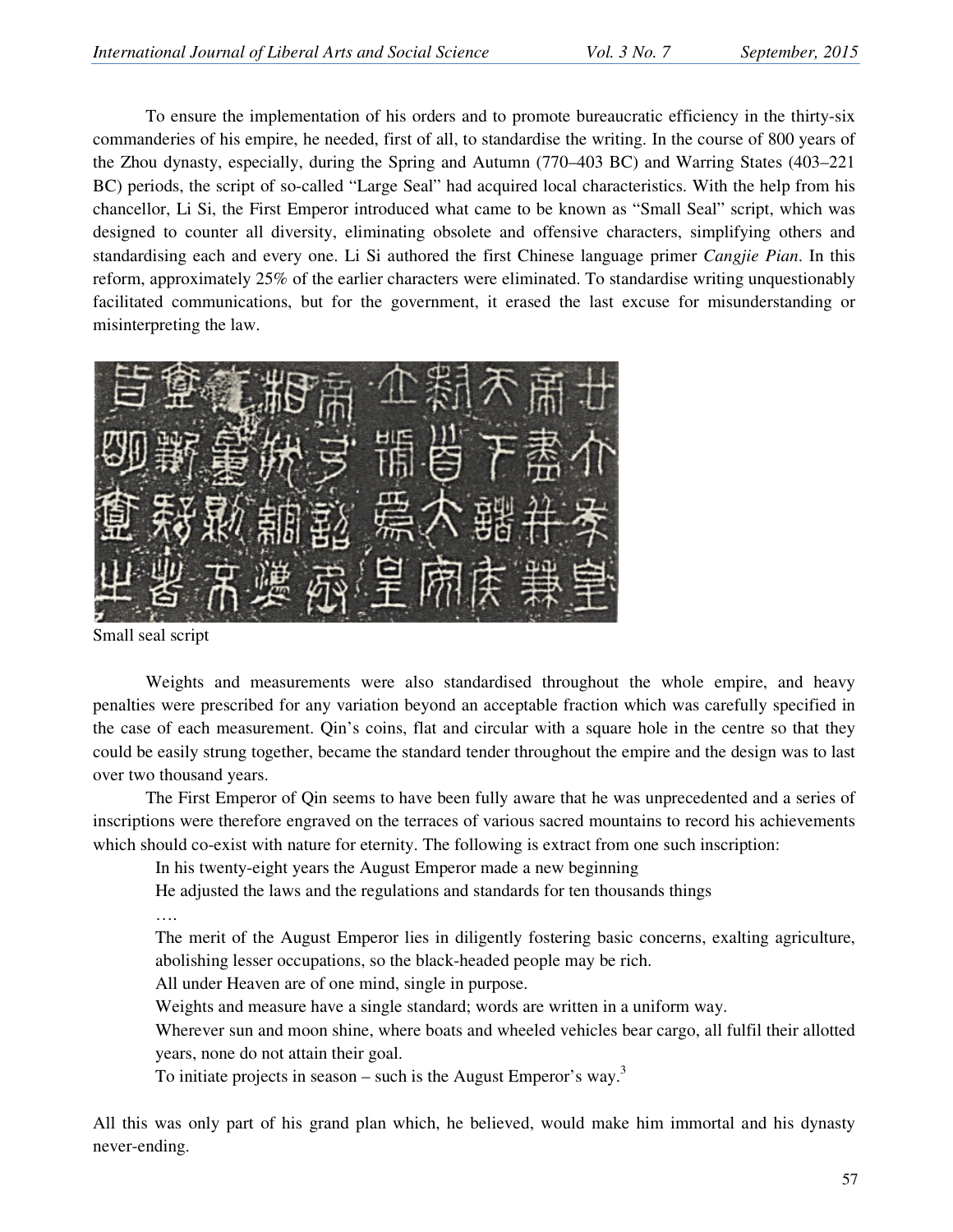To ensure the implementation of his orders and to promote bureaucratic efficiency in the thirty-six commanderies of his empire, he needed, first of all, to standardise the writing. In the course of 800 years of the Zhou dynasty, especially, during the Spring and Autumn (770–403 BC) and Warring States (403–221 BC) periods, the script of so-called "Large Seal" had acquired local characteristics. With the help from his chancellor, Li Si, the First Emperor introduced what came to be known as "Small Seal" script, which was designed to counter all diversity, eliminating obsolete and offensive characters, simplifying others and standardising each and every one. Li Si authored the first Chinese language primer *Cangjie Pian*. In this reform, approximately 25% of the earlier characters were eliminated. To standardise writing unquestionably facilitated communications, but for the government, it erased the last excuse for misunderstanding or misinterpreting the law.

Small seal script

Weights and measurements were also standardised throughout the whole empire, and heavy penalties were prescribed for any variation beyond an acceptable fraction which was carefully specified in the case of each measurement. Qin's coins, flat and circular with a square hole in the centre so that they could be easily strung together, became the standard tender throughout the empire and the design was to last over two thousand years.

The First Emperor of Qin seems to have been fully aware that he was unprecedented and a series of inscriptions were therefore engraved on the terraces of various sacred mountains to record his achievements which should co-exist with nature for eternity. The following is extract from one such inscription:

> In his twenty-eight years the August Emperor made a new beginning
>
> He adjusted the laws and the regulations and standards for ten thousands things
>
> ….
>
> The merit of the August Emperor lies in diligently fostering basic concerns, exalting agriculture, abolishing lesser occupations, so the black-headed people may be rich.
>
> All under Heaven are of one mind, single in purpose.
>
> Weights and measure have a single standard; words are written in a uniform way.
>
> Wherever sun and moon shine, where boats and wheeled vehicles bear cargo, all fulfil their allotted years, none do not attain their goal.
>
> To initiate projects in season – such is the August Emperor's way.[3]

All this was only part of his grand plan which, he believed, would make him immortal and his dynasty never-ending.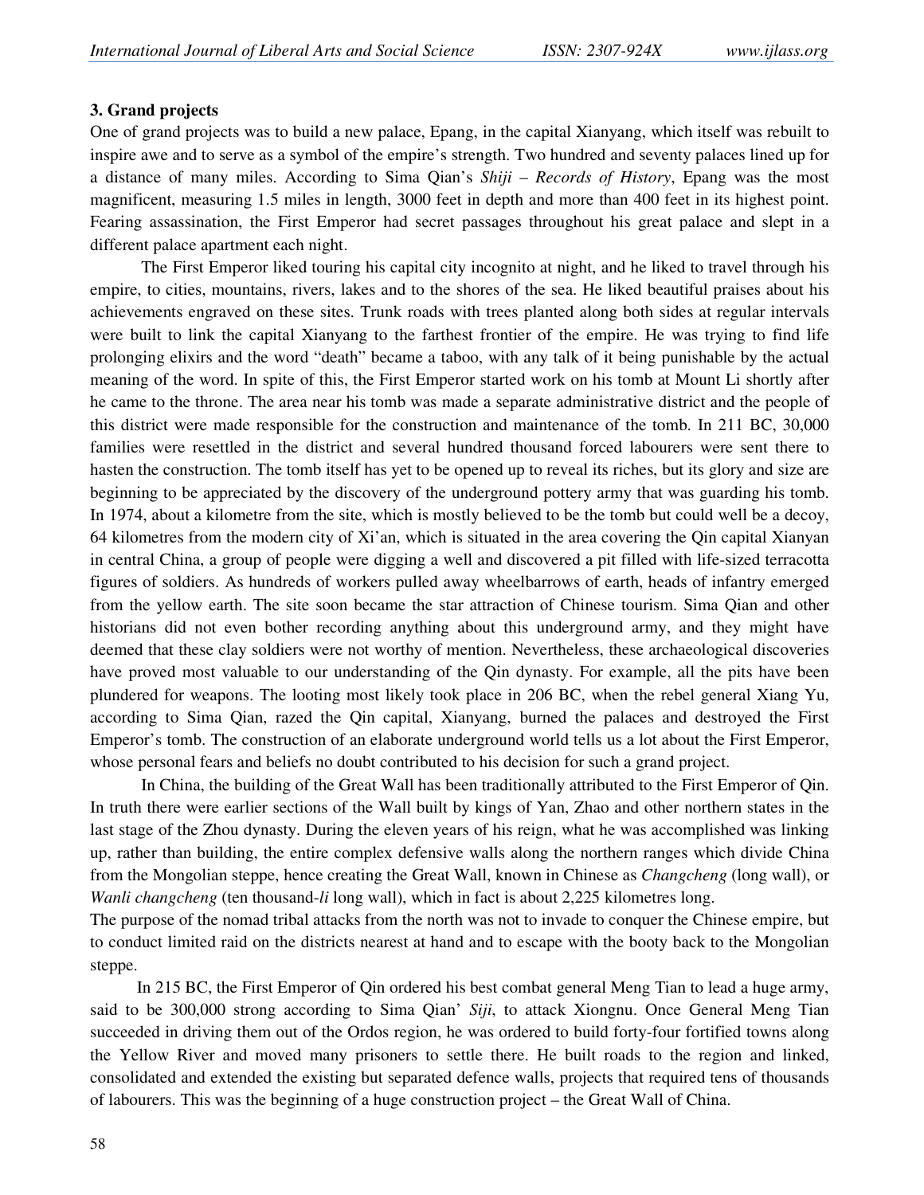### 3. Grand projects

One of grand projects was to build a new palace, Epang, in the capital Xianyang, which itself was rebuilt to inspire awe and to serve as a symbol of the empire's strength. Two hundred and seventy palaces lined up for a distance of many miles. According to Sima Qian's *Shiji – Records of History*, Epang was the most magnificent, measuring 1.5 miles in length, 3000 feet in depth and more than 400 feet in its highest point. Fearing assassination, the First Emperor had secret passages throughout his great palace and slept in a different palace apartment each night.

The First Emperor liked touring his capital city incognito at night, and he liked to travel through his empire, to cities, mountains, rivers, lakes and to the shores of the sea. He liked beautiful praises about his achievements engraved on these sites. Trunk roads with trees planted along both sides at regular intervals were built to link the capital Xianyang to the farthest frontier of the empire. He was trying to find life prolonging elixirs and the word "death" became a taboo, with any talk of it being punishable by the actual meaning of the word. In spite of this, the First Emperor started work on his tomb at Mount Li shortly after he came to the throne. The area near his tomb was made a separate administrative district and the people of this district were made responsible for the construction and maintenance of the tomb. In 211 BC, 30,000 families were resettled in the district and several hundred thousand forced labourers were sent there to hasten the construction. The tomb itself has yet to be opened up to reveal its riches, but its glory and size are beginning to be appreciated by the discovery of the underground pottery army that was guarding his tomb. In 1974, about a kilometre from the site, which is mostly believed to be the tomb but could well be a decoy, 64 kilometres from the modern city of Xi'an, which is situated in the area covering the Qin capital Xianyan in central China, a group of people were digging a well and discovered a pit filled with life-sized terracotta figures of soldiers. As hundreds of workers pulled away wheelbarrows of earth, heads of infantry emerged from the yellow earth. The site soon became the star attraction of Chinese tourism. Sima Qian and other historians did not even bother recording anything about this underground army, and they might have deemed that these clay soldiers were not worthy of mention. Nevertheless, these archaeological discoveries have proved most valuable to our understanding of the Qin dynasty. For example, all the pits have been plundered for weapons. The looting most likely took place in 206 BC, when the rebel general Xiang Yu, according to Sima Qian, razed the Qin capital, Xianyang, burned the palaces and destroyed the First Emperor's tomb. The construction of an elaborate underground world tells us a lot about the First Emperor, whose personal fears and beliefs no doubt contributed to his decision for such a grand project.

In China, the building of the Great Wall has been traditionally attributed to the First Emperor of Qin. In truth there were earlier sections of the Wall built by kings of Yan, Zhao and other northern states in the last stage of the Zhou dynasty. During the eleven years of his reign, what he was accomplished was linking up, rather than building, the entire complex defensive walls along the northern ranges which divide China from the Mongolian steppe, hence creating the Great Wall, known in Chinese as *Changcheng* (long wall), or *Wanli changcheng* (ten thousand-*li* long wall), which in fact is about 2,225 kilometres long.

The purpose of the nomad tribal attacks from the north was not to invade to conquer the Chinese empire, but to conduct limited raid on the districts nearest at hand and to escape with the booty back to the Mongolian steppe.

In 215 BC, the First Emperor of Qin ordered his best combat general Meng Tian to lead a huge army, said to be 300,000 strong according to Sima Qian' *Siji*, to attack Xiongnu. Once General Meng Tian succeeded in driving them out of the Ordos region, he was ordered to build forty-four fortified towns along the Yellow River and moved many prisoners to settle there. He built roads to the region and linked, consolidated and extended the existing but separated defence walls, projects that required tens of thousands of labourers. This was the beginning of a huge construction project – the Great Wall of China.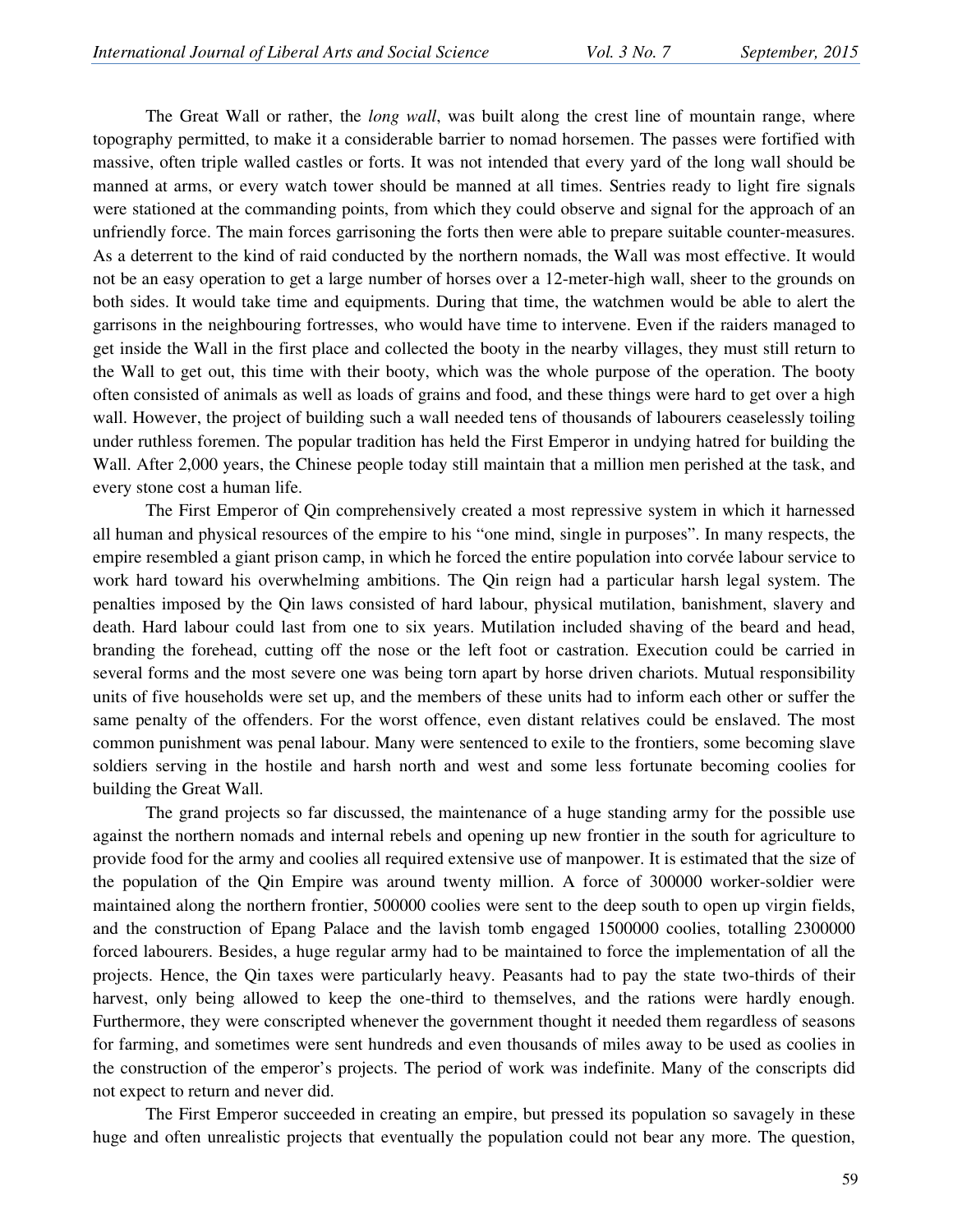The Great Wall or rather, the *long wall*, was built along the crest line of mountain range, where topography permitted, to make it a considerable barrier to nomad horsemen. The passes were fortified with massive, often triple walled castles or forts. It was not intended that every yard of the long wall should be manned at arms, or every watch tower should be manned at all times. Sentries ready to light fire signals were stationed at the commanding points, from which they could observe and signal for the approach of an unfriendly force. The main forces garrisoning the forts then were able to prepare suitable counter-measures. As a deterrent to the kind of raid conducted by the northern nomads, the Wall was most effective. It would not be an easy operation to get a large number of horses over a 12-meter-high wall, sheer to the grounds on both sides. It would take time and equipments. During that time, the watchmen would be able to alert the garrisons in the neighbouring fortresses, who would have time to intervene. Even if the raiders managed to get inside the Wall in the first place and collected the booty in the nearby villages, they must still return to the Wall to get out, this time with their booty, which was the whole purpose of the operation. The booty often consisted of animals as well as loads of grains and food, and these things were hard to get over a high wall. However, the project of building such a wall needed tens of thousands of labourers ceaselessly toiling under ruthless foremen. The popular tradition has held the First Emperor in undying hatred for building the Wall. After 2,000 years, the Chinese people today still maintain that a million men perished at the task, and every stone cost a human life.

The First Emperor of Qin comprehensively created a most repressive system in which it harnessed all human and physical resources of the empire to his "one mind, single in purposes". In many respects, the empire resembled a giant prison camp, in which he forced the entire population into corvée labour service to work hard toward his overwhelming ambitions. The Qin reign had a particular harsh legal system. The penalties imposed by the Qin laws consisted of hard labour, physical mutilation, banishment, slavery and death. Hard labour could last from one to six years. Mutilation included shaving of the beard and head, branding the forehead, cutting off the nose or the left foot or castration. Execution could be carried in several forms and the most severe one was being torn apart by horse driven chariots. Mutual responsibility units of five households were set up, and the members of these units had to inform each other or suffer the same penalty of the offenders. For the worst offence, even distant relatives could be enslaved. The most common punishment was penal labour. Many were sentenced to exile to the frontiers, some becoming slave soldiers serving in the hostile and harsh north and west and some less fortunate becoming coolies for building the Great Wall.

The grand projects so far discussed, the maintenance of a huge standing army for the possible use against the northern nomads and internal rebels and opening up new frontier in the south for agriculture to provide food for the army and coolies all required extensive use of manpower. It is estimated that the size of the population of the Qin Empire was around twenty million. A force of 300000 worker-soldier were maintained along the northern frontier, 500000 coolies were sent to the deep south to open up virgin fields, and the construction of Epang Palace and the lavish tomb engaged 1500000 coolies, totalling 2300000 forced labourers. Besides, a huge regular army had to be maintained to force the implementation of all the projects. Hence, the Qin taxes were particularly heavy. Peasants had to pay the state two-thirds of their harvest, only being allowed to keep the one-third to themselves, and the rations were hardly enough. Furthermore, they were conscripted whenever the government thought it needed them regardless of seasons for farming, and sometimes were sent hundreds and even thousands of miles away to be used as coolies in the construction of the emperor's projects. The period of work was indefinite. Many of the conscripts did not expect to return and never did.

The First Emperor succeeded in creating an empire, but pressed its population so savagely in these huge and often unrealistic projects that eventually the population could not bear any more. The question,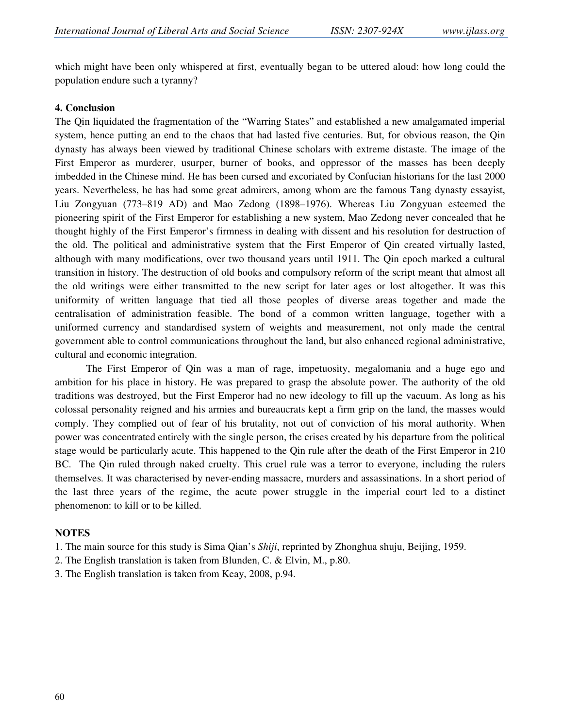which might have been only whispered at first, eventually began to be uttered aloud: how long could the population endure such a tyranny?

## 4. Conclusion

The Qin liquidated the fragmentation of the "Warring States" and established a new amalgamated imperial system, hence putting an end to the chaos that had lasted five centuries. But, for obvious reason, the Qin dynasty has always been viewed by traditional Chinese scholars with extreme distaste. The image of the First Emperor as murderer, usurper, burner of books, and oppressor of the masses has been deeply imbedded in the Chinese mind. He has been cursed and excoriated by Confucian historians for the last 2000 years. Nevertheless, he has had some great admirers, among whom are the famous Tang dynasty essayist, Liu Zongyuan (773–819 AD) and Mao Zedong (1898–1976). Whereas Liu Zongyuan esteemed the pioneering spirit of the First Emperor for establishing a new system, Mao Zedong never concealed that he thought highly of the First Emperor's firmness in dealing with dissent and his resolution for destruction of the old. The political and administrative system that the First Emperor of Qin created virtually lasted, although with many modifications, over two thousand years until 1911. The Qin epoch marked a cultural transition in history. The destruction of old books and compulsory reform of the script meant that almost all the old writings were either transmitted to the new script for later ages or lost altogether. It was this uniformity of written language that tied all those peoples of diverse areas together and made the centralisation of administration feasible. The bond of a common written language, together with a uniformed currency and standardised system of weights and measurement, not only made the central government able to control communications throughout the land, but also enhanced regional administrative, cultural and economic integration.

The First Emperor of Qin was a man of rage, impetuosity, megalomania and a huge ego and ambition for his place in history. He was prepared to grasp the absolute power. The authority of the old traditions was destroyed, but the First Emperor had no new ideology to fill up the vacuum. As long as his colossal personality reigned and his armies and bureaucrats kept a firm grip on the land, the masses would comply. They complied out of fear of his brutality, not out of conviction of his moral authority. When power was concentrated entirely with the single person, the crises created by his departure from the political stage would be particularly acute. This happened to the Qin rule after the death of the First Emperor in 210 BC. The Qin ruled through naked cruelty. This cruel rule was a terror to everyone, including the rulers themselves. It was characterised by never-ending massacre, murders and assassinations. In a short period of the last three years of the regime, the acute power struggle in the imperial court led to a distinct phenomenon: to kill or to be killed.

## NOTES

1. The main source for this study is Sima Qian's *Shiji*, reprinted by Zhonghua shuju, Beijing, 1959.
2. The English translation is taken from Blunden, C. & Elvin, M., p.80.
3. The English translation is taken from Keay, 2008, p.94.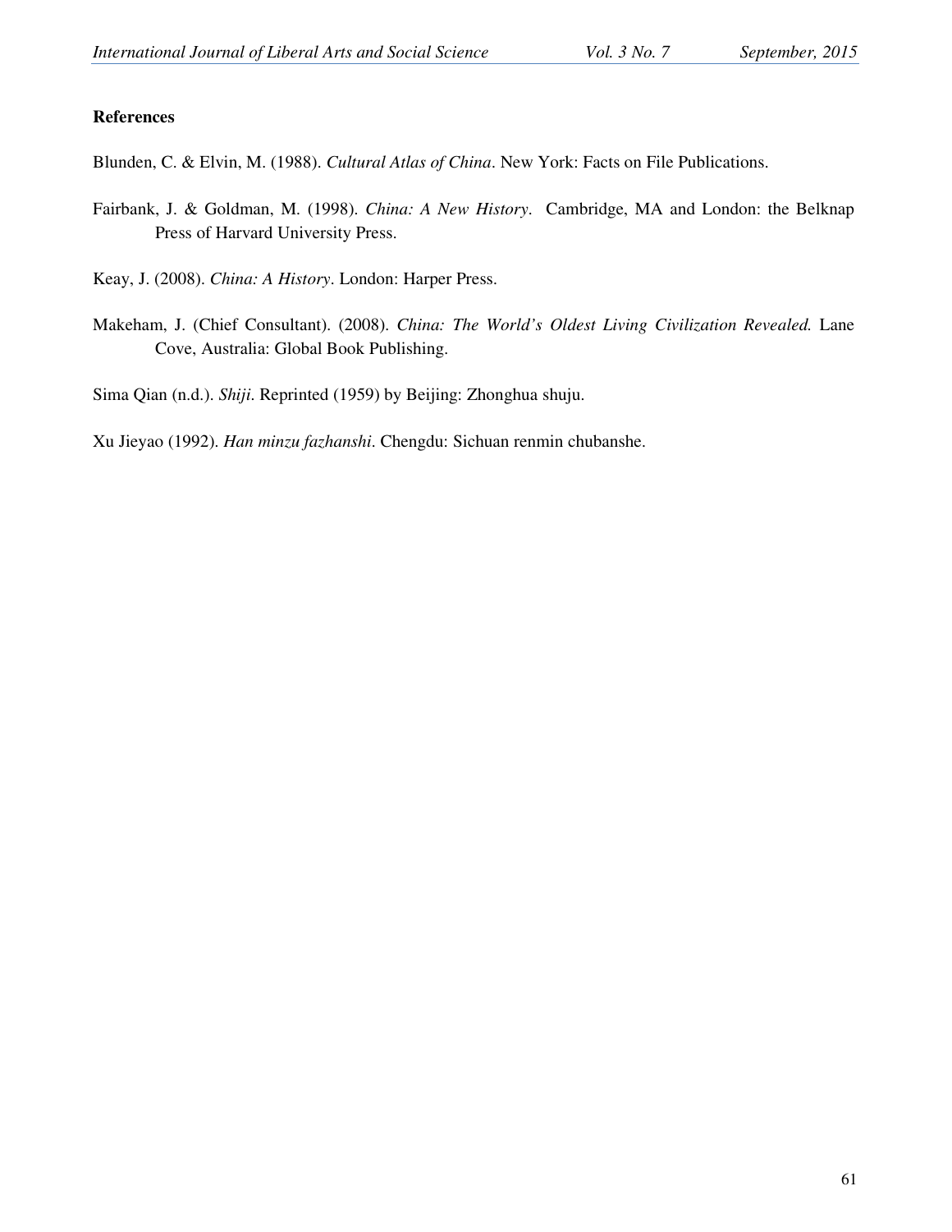## References

Blunden, C. & Elvin, M. (1988). *Cultural Atlas of China*. New York: Facts on File Publications.

Fairbank, J. & Goldman, M. (1998). *China: A New History*. Cambridge, MA and London: the Belknap Press of Harvard University Press.

Keay, J. (2008). *China: A History*. London: Harper Press.

Makeham, J. (Chief Consultant). (2008). *China: The World's Oldest Living Civilization Revealed.* Lane Cove, Australia: Global Book Publishing.

Sima Qian (n.d.). *Shiji*. Reprinted (1959) by Beijing: Zhonghua shuju.

Xu Jieyao (1992). *Han minzu fazhanshi*. Chengdu: Sichuan renmin chubanshe.